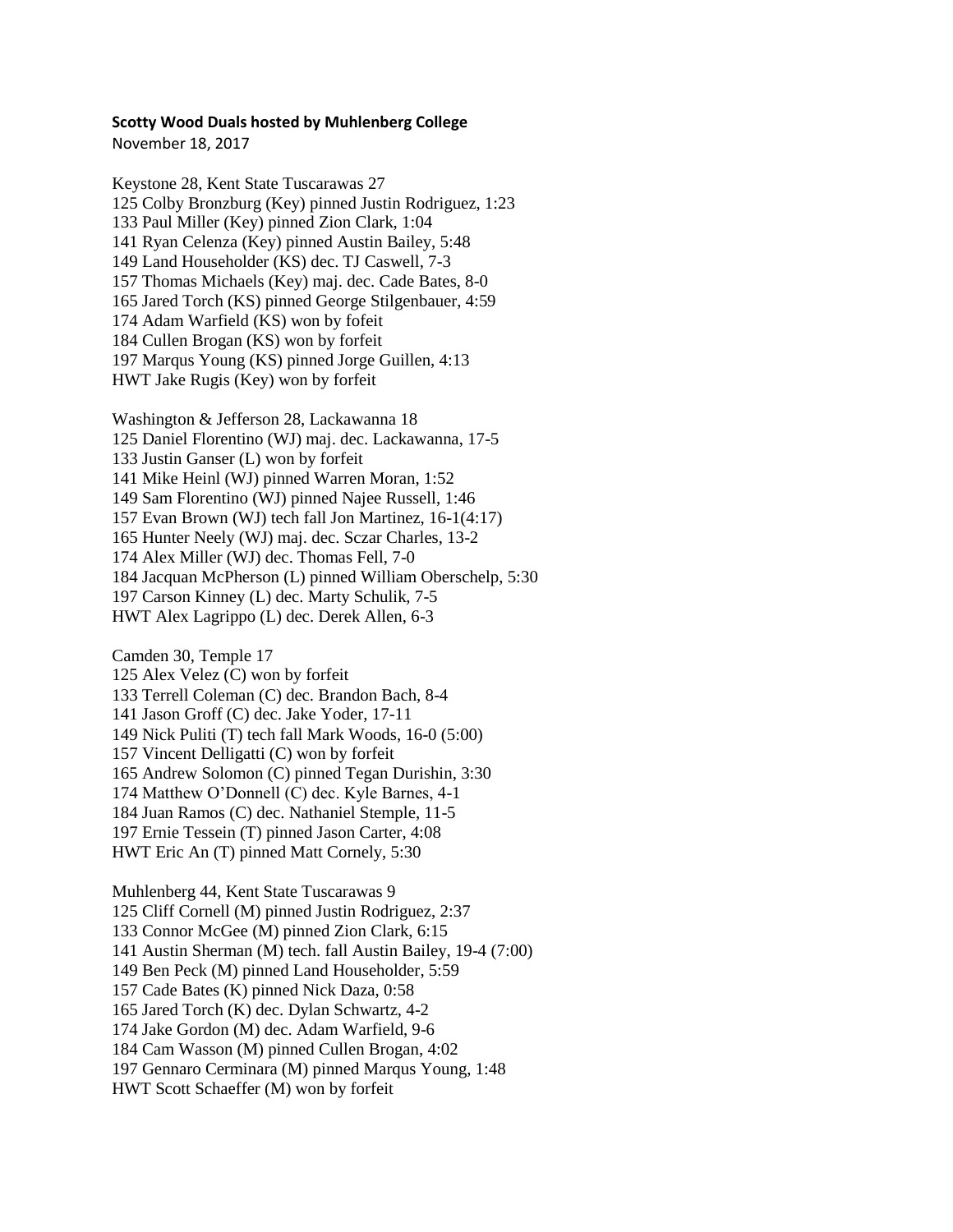**Scotty Wood Duals hosted by Muhlenberg College**

November 18, 2017

Keystone 28, Kent State Tuscarawas 27
125 Colby Bronzburg (Key) pinned Justin Rodriguez, 1:23
133 Paul Miller (Key) pinned Zion Clark, 1:04
141 Ryan Celenza (Key) pinned Austin Bailey, 5:48
149 Land Householder (KS) dec. TJ Caswell, 7-3
157 Thomas Michaels (Key) maj. dec. Cade Bates, 8-0
165 Jared Torch (KS) pinned George Stilgenbauer, 4:59
174 Adam Warfield (KS) won by fofeit
184 Cullen Brogan (KS) won by forfeit
197 Marqus Young (KS) pinned Jorge Guillen, 4:13
HWT Jake Rugis (Key) won by forfeit

Washington & Jefferson 28, Lackawanna 18
125 Daniel Florentino (WJ) maj. dec. Lackawanna, 17-5
133 Justin Ganser (L) won by forfeit
141 Mike Heinl (WJ) pinned Warren Moran, 1:52
149 Sam Florentino (WJ) pinned Najee Russell, 1:46
157 Evan Brown (WJ) tech fall Jon Martinez, 16-1(4:17)
165 Hunter Neely (WJ) maj. dec. Sczar Charles, 13-2
174 Alex Miller (WJ) dec. Thomas Fell, 7-0
184 Jacquan McPherson (L) pinned William Oberschelp, 5:30
197 Carson Kinney (L) dec. Marty Schulik, 7-5
HWT Alex Lagrippo (L) dec. Derek Allen, 6-3

Camden 30, Temple 17
125 Alex Velez (C) won by forfeit
133 Terrell Coleman (C) dec. Brandon Bach, 8-4
141 Jason Groff (C) dec. Jake Yoder, 17-11
149 Nick Puliti (T) tech fall Mark Woods, 16-0 (5:00)
157 Vincent Delligatti (C) won by forfeit
165 Andrew Solomon (C) pinned Tegan Durishin, 3:30
174 Matthew O'Donnell (C) dec. Kyle Barnes, 4-1
184 Juan Ramos (C) dec. Nathaniel Stemple, 11-5
197 Ernie Tessein (T) pinned Jason Carter, 4:08
HWT Eric An (T) pinned Matt Cornely, 5:30

Muhlenberg 44, Kent State Tuscarawas 9
125 Cliff Cornell (M) pinned Justin Rodriguez, 2:37
133 Connor McGee (M) pinned Zion Clark, 6:15
141 Austin Sherman (M) tech. fall Austin Bailey, 19-4 (7:00)
149 Ben Peck (M) pinned Land Householder, 5:59
157 Cade Bates (K) pinned Nick Daza, 0:58
165 Jared Torch (K) dec. Dylan Schwartz, 4-2
174 Jake Gordon (M) dec. Adam Warfield, 9-6
184 Cam Wasson (M) pinned Cullen Brogan, 4:02
197 Gennaro Cerminara (M) pinned Marqus Young, 1:48
HWT Scott Schaeffer (M) won by forfeit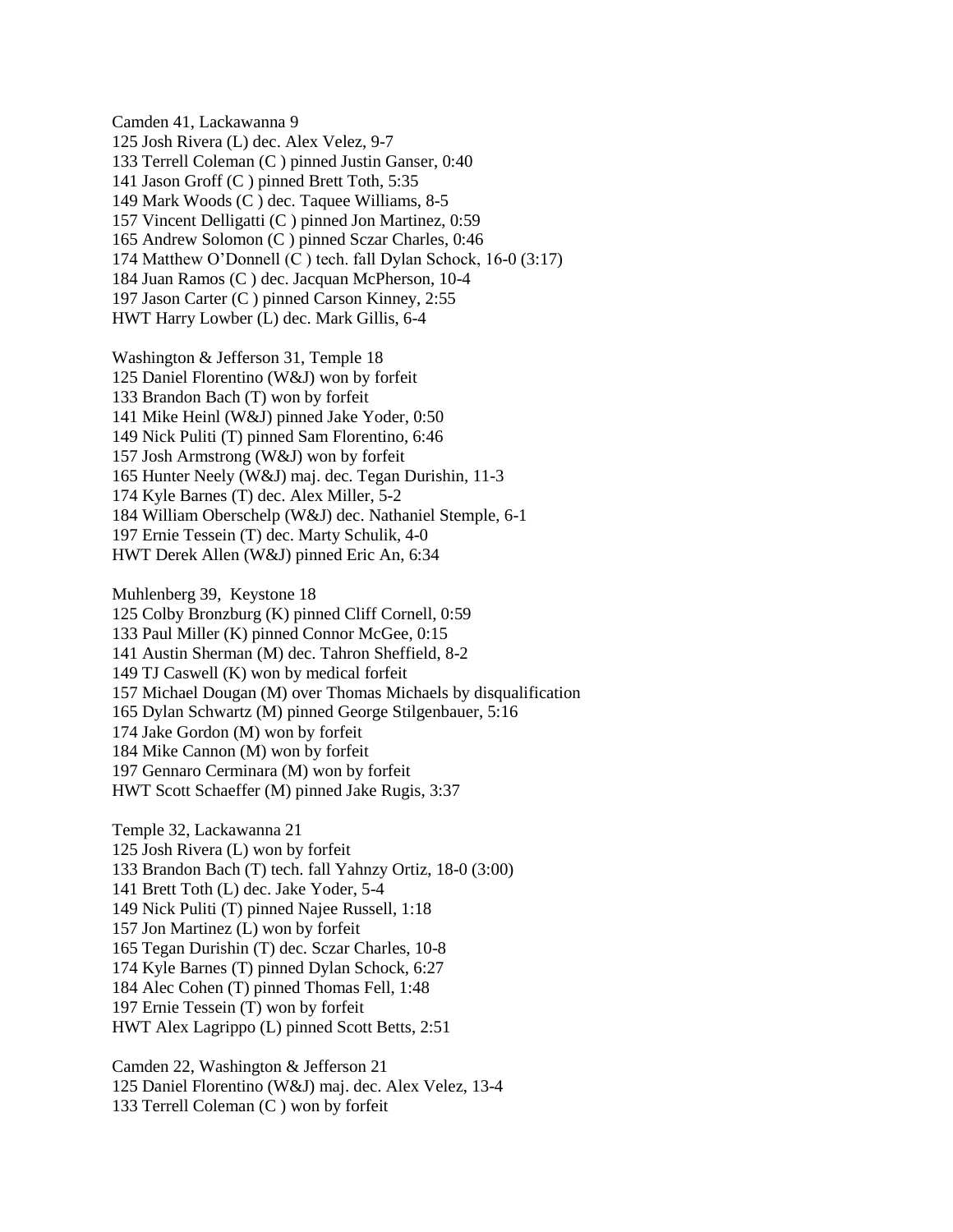Camden 41, Lackawanna 9
125 Josh Rivera (L) dec. Alex Velez, 9-7
133 Terrell Coleman (C ) pinned Justin Ganser, 0:40
141 Jason Groff (C ) pinned Brett Toth, 5:35
149 Mark Woods (C ) dec. Taquee Williams, 8-5
157 Vincent Delligatti (C ) pinned Jon Martinez, 0:59
165 Andrew Solomon (C ) pinned Sczar Charles, 0:46
174 Matthew O'Donnell (C ) tech. fall Dylan Schock, 16-0 (3:17)
184 Juan Ramos (C ) dec. Jacquan McPherson, 10-4
197 Jason Carter (C ) pinned Carson Kinney, 2:55
HWT Harry Lowber (L) dec. Mark Gillis, 6-4

Washington & Jefferson 31, Temple 18
125 Daniel Florentino (W&J) won by forfeit
133 Brandon Bach (T) won by forfeit
141 Mike Heinl (W&J) pinned Jake Yoder, 0:50
149 Nick Puliti (T) pinned Sam Florentino, 6:46
157 Josh Armstrong (W&J) won by forfeit
165 Hunter Neely (W&J) maj. dec. Tegan Durishin, 11-3
174 Kyle Barnes (T) dec. Alex Miller, 5-2
184 William Oberschelp (W&J) dec. Nathaniel Stemple, 6-1
197 Ernie Tessein (T) dec. Marty Schulik, 4-0
HWT Derek Allen (W&J) pinned Eric An, 6:34

Muhlenberg 39, Keystone 18
125 Colby Bronzburg (K) pinned Cliff Cornell, 0:59
133 Paul Miller (K) pinned Connor McGee, 0:15
141 Austin Sherman (M) dec. Tahron Sheffield, 8-2
149 TJ Caswell (K) won by medical forfeit
157 Michael Dougan (M) over Thomas Michaels by disqualification
165 Dylan Schwartz (M) pinned George Stilgenbauer, 5:16
174 Jake Gordon (M) won by forfeit
184 Mike Cannon (M) won by forfeit
197 Gennaro Cerminara (M) won by forfeit
HWT Scott Schaeffer (M) pinned Jake Rugis, 3:37

Temple 32, Lackawanna 21
125 Josh Rivera (L) won by forfeit
133 Brandon Bach (T) tech. fall Yahnzy Ortiz, 18-0 (3:00)
141 Brett Toth (L) dec. Jake Yoder, 5-4
149 Nick Puliti (T) pinned Najee Russell, 1:18
157 Jon Martinez (L) won by forfeit
165 Tegan Durishin (T) dec. Sczar Charles, 10-8
174 Kyle Barnes (T) pinned Dylan Schock, 6:27
184 Alec Cohen (T) pinned Thomas Fell, 1:48
197 Ernie Tessein (T) won by forfeit
HWT Alex Lagrippo (L) pinned Scott Betts, 2:51

Camden 22, Washington & Jefferson 21
125 Daniel Florentino (W&J) maj. dec. Alex Velez, 13-4
133 Terrell Coleman (C ) won by forfeit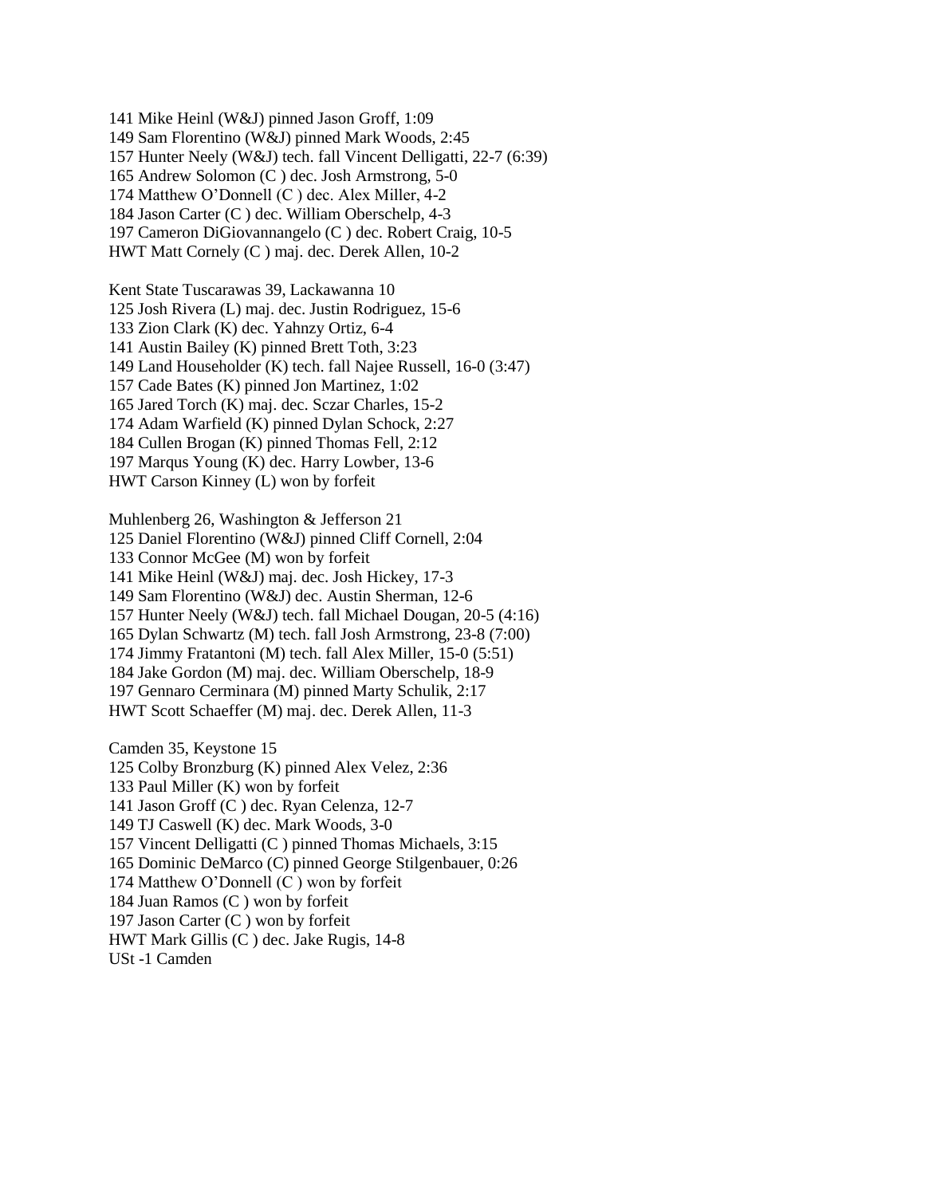141 Mike Heinl (W&J) pinned Jason Groff, 1:09
149 Sam Florentino (W&J) pinned Mark Woods, 2:45
157 Hunter Neely (W&J) tech. fall Vincent Delligatti, 22-7 (6:39)
165 Andrew Solomon (C ) dec. Josh Armstrong, 5-0
174 Matthew O'Donnell (C ) dec. Alex Miller, 4-2
184 Jason Carter (C ) dec. William Oberschelp, 4-3
197 Cameron DiGiovannangelo (C ) dec. Robert Craig, 10-5
HWT Matt Cornely (C ) maj. dec. Derek Allen, 10-2

Kent State Tuscarawas 39, Lackawanna 10
125 Josh Rivera (L) maj. dec. Justin Rodriguez, 15-6
133 Zion Clark (K) dec. Yahnzy Ortiz, 6-4
141 Austin Bailey (K) pinned Brett Toth, 3:23
149 Land Householder (K) tech. fall Najee Russell, 16-0 (3:47)
157 Cade Bates (K) pinned Jon Martinez, 1:02
165 Jared Torch (K) maj. dec. Sczar Charles, 15-2
174 Adam Warfield (K) pinned Dylan Schock, 2:27
184 Cullen Brogan (K) pinned Thomas Fell, 2:12
197 Marqus Young (K) dec. Harry Lowber, 13-6
HWT Carson Kinney (L) won by forfeit

Muhlenberg 26, Washington & Jefferson 21
125 Daniel Florentino (W&J) pinned Cliff Cornell, 2:04
133 Connor McGee (M) won by forfeit
141 Mike Heinl (W&J) maj. dec. Josh Hickey, 17-3
149 Sam Florentino (W&J) dec. Austin Sherman, 12-6
157 Hunter Neely (W&J) tech. fall Michael Dougan, 20-5 (4:16)
165 Dylan Schwartz (M) tech. fall Josh Armstrong, 23-8 (7:00)
174 Jimmy Fratantoni (M) tech. fall Alex Miller, 15-0 (5:51)
184 Jake Gordon (M) maj. dec. William Oberschelp, 18-9
197 Gennaro Cerminara (M) pinned Marty Schulik, 2:17
HWT Scott Schaeffer (M) maj. dec. Derek Allen, 11-3

Camden 35, Keystone 15
125 Colby Bronzburg (K) pinned Alex Velez, 2:36
133 Paul Miller (K) won by forfeit
141 Jason Groff (C ) dec. Ryan Celenza, 12-7
149 TJ Caswell (K) dec. Mark Woods, 3-0
157 Vincent Delligatti (C ) pinned Thomas Michaels, 3:15
165 Dominic DeMarco (C) pinned George Stilgenbauer, 0:26
174 Matthew O'Donnell (C ) won by forfeit
184 Juan Ramos (C ) won by forfeit
197 Jason Carter (C ) won by forfeit
HWT Mark Gillis (C ) dec. Jake Rugis, 14-8
USt -1 Camden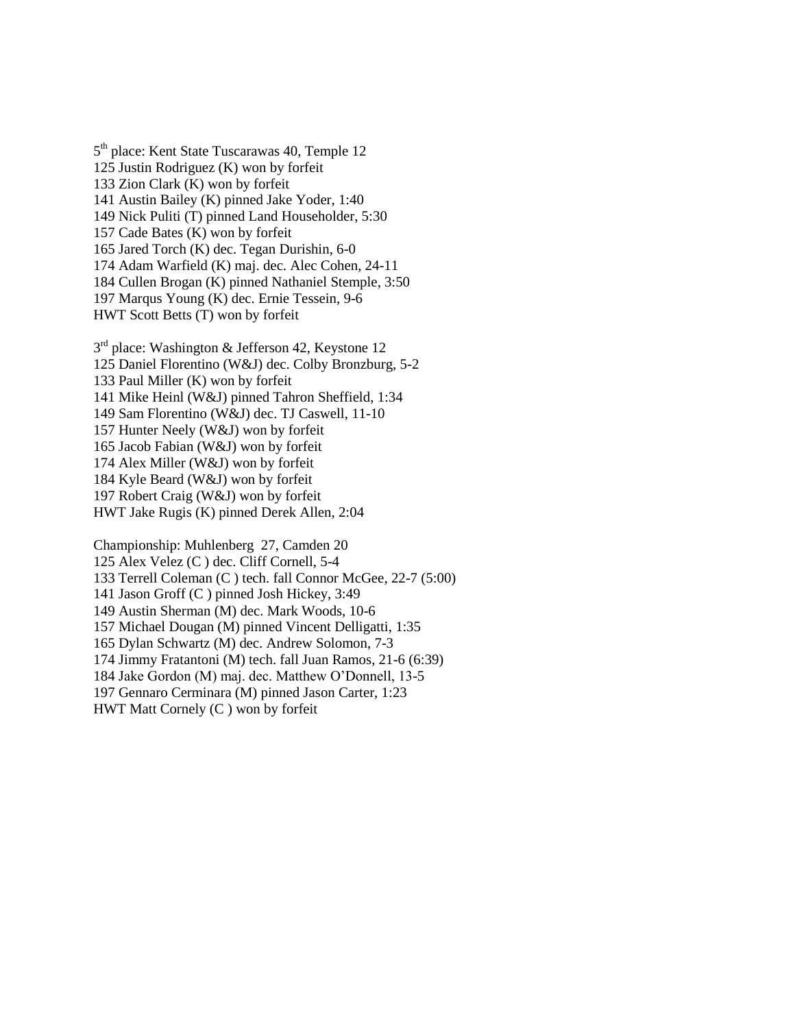5th place: Kent State Tuscarawas 40, Temple 12
125 Justin Rodriguez (K) won by forfeit
133 Zion Clark (K) won by forfeit
141 Austin Bailey (K) pinned Jake Yoder, 1:40
149 Nick Puliti (T) pinned Land Householder, 5:30
157 Cade Bates (K) won by forfeit
165 Jared Torch (K) dec. Tegan Durishin, 6-0
174 Adam Warfield (K) maj. dec. Alec Cohen, 24-11
184 Cullen Brogan (K) pinned Nathaniel Stemple, 3:50
197 Marqus Young (K) dec. Ernie Tessein, 9-6
HWT Scott Betts (T) won by forfeit

3rd place: Washington & Jefferson 42, Keystone 12
125 Daniel Florentino (W&J) dec. Colby Bronzburg, 5-2
133 Paul Miller (K) won by forfeit
141 Mike Heinl (W&J) pinned Tahron Sheffield, 1:34
149 Sam Florentino (W&J) dec. TJ Caswell, 11-10
157 Hunter Neely (W&J) won by forfeit
165 Jacob Fabian (W&J) won by forfeit
174 Alex Miller (W&J) won by forfeit
184 Kyle Beard (W&J) won by forfeit
197 Robert Craig (W&J) won by forfeit
HWT Jake Rugis (K) pinned Derek Allen, 2:04

Championship: Muhlenberg 27, Camden 20
125 Alex Velez (C ) dec. Cliff Cornell, 5-4
133 Terrell Coleman (C ) tech. fall Connor McGee, 22-7 (5:00)
141 Jason Groff (C ) pinned Josh Hickey, 3:49
149 Austin Sherman (M) dec. Mark Woods, 10-6
157 Michael Dougan (M) pinned Vincent Delligatti, 1:35
165 Dylan Schwartz (M) dec. Andrew Solomon, 7-3
174 Jimmy Fratantoni (M) tech. fall Juan Ramos, 21-6 (6:39)
184 Jake Gordon (M) maj. dec. Matthew O'Donnell, 13-5
197 Gennaro Cerminara (M) pinned Jason Carter, 1:23
HWT Matt Cornely (C ) won by forfeit